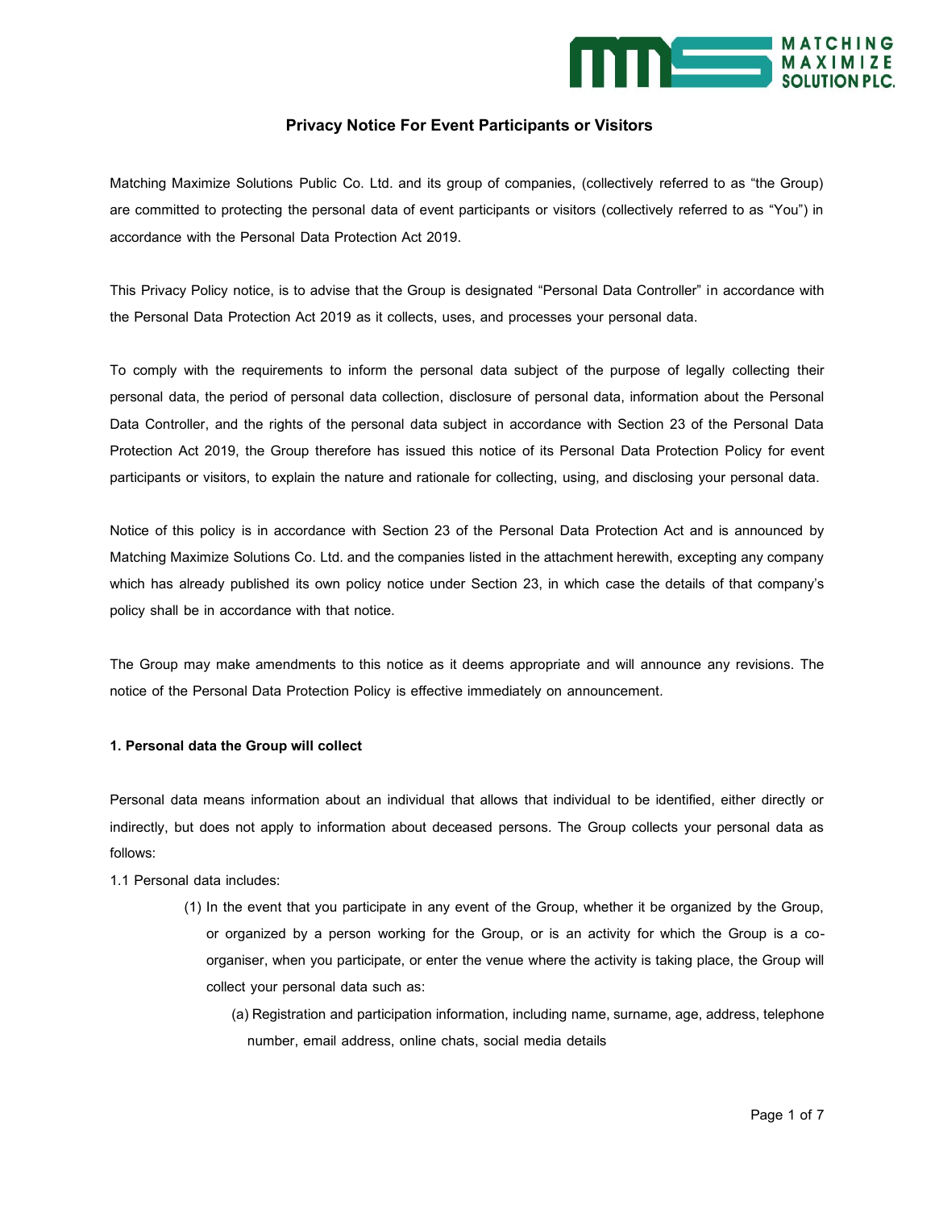# Privacy Notice For Event Participants or Visitors

Matching Maximize Solutions Public Co. Ltd. and its group of companies, (collectively referred to as "the Group) are committed to protecting the personal data of event participants or visitors (collectively referred to as "You") in accordance with the Personal Data Protection Act 2019.

This Privacy Policy notice, is to advise that the Group is designated "Personal Data Controller" in accordance with the Personal Data Protection Act 2019 as it collects, uses, and processes your personal data.

To comply with the requirements to inform the personal data subject of the purpose of legally collecting their personal data, the period of personal data collection, disclosure of personal data, information about the Personal Data Controller, and the rights of the personal data subject in accordance with Section 23 of the Personal Data Protection Act 2019, the Group therefore has issued this notice of its Personal Data Protection Policy for event participants or visitors, to explain the nature and rationale for collecting, using, and disclosing your personal data.

Notice of this policy is in accordance with Section 23 of the Personal Data Protection Act and is announced by Matching Maximize Solutions Co. Ltd. and the companies listed in the attachment herewith, excepting any company which has already published its own policy notice under Section 23, in which case the details of that company's policy shall be in accordance with that notice.

The Group may make amendments to this notice as it deems appropriate and will announce any revisions. The notice of the Personal Data Protection Policy is effective immediately on announcement.

**1. Personal data the Group will collect**

Personal data means information about an individual that allows that individual to be identified, either directly or indirectly, but does not apply to information about deceased persons. The Group collects your personal data as follows:

1.1 Personal data includes:

(1) In the event that you participate in any event of the Group, whether it be organized by the Group, or organized by a person working for the Group, or is an activity for which the Group is a co-organiser, when you participate, or enter the venue where the activity is taking place, the Group will collect your personal data such as:

(a) Registration and participation information, including name, surname, age, address, telephone number, email address, online chats, social media details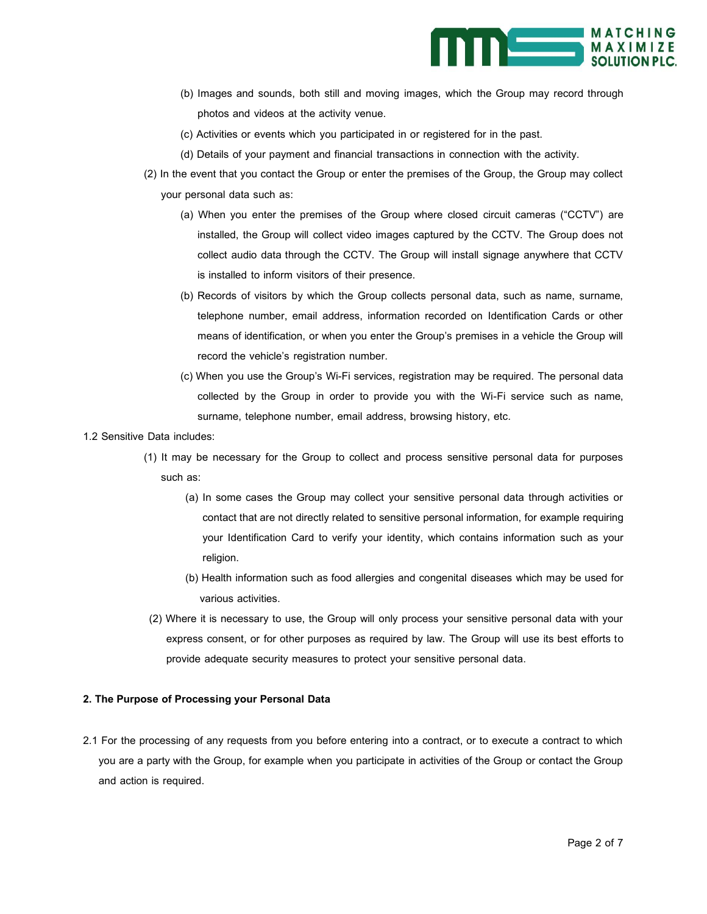(b) Images and sounds, both still and moving images, which the Group may record through photos and videos at the activity venue.

(c) Activities or events which you participated in or registered for in the past.

(d) Details of your payment and financial transactions in connection with the activity.

(2) In the event that you contact the Group or enter the premises of the Group, the Group may collect your personal data such as:

(a) When you enter the premises of the Group where closed circuit cameras ("CCTV") are installed, the Group will collect video images captured by the CCTV. The Group does not collect audio data through the CCTV. The Group will install signage anywhere that CCTV is installed to inform visitors of their presence.

(b) Records of visitors by which the Group collects personal data, such as name, surname, telephone number, email address, information recorded on Identification Cards or other means of identification, or when you enter the Group's premises in a vehicle the Group will record the vehicle's registration number.

(c) When you use the Group's Wi-Fi services, registration may be required. The personal data collected by the Group in order to provide you with the Wi-Fi service such as name, surname, telephone number, email address, browsing history, etc.

1.2 Sensitive Data includes:

(1) It may be necessary for the Group to collect and process sensitive personal data for purposes such as:

(a) In some cases the Group may collect your sensitive personal data through activities or contact that are not directly related to sensitive personal information, for example requiring your Identification Card to verify your identity, which contains information such as your religion.

(b) Health information such as food allergies and congenital diseases which may be used for various activities.

(2) Where it is necessary to use, the Group will only process your sensitive personal data with your express consent, or for other purposes as required by law. The Group will use its best efforts to provide adequate security measures to protect your sensitive personal data.

**2. The Purpose of Processing your Personal Data**

2.1 For the processing of any requests from you before entering into a contract, or to execute a contract to which you are a party with the Group, for example when you participate in activities of the Group or contact the Group and action is required.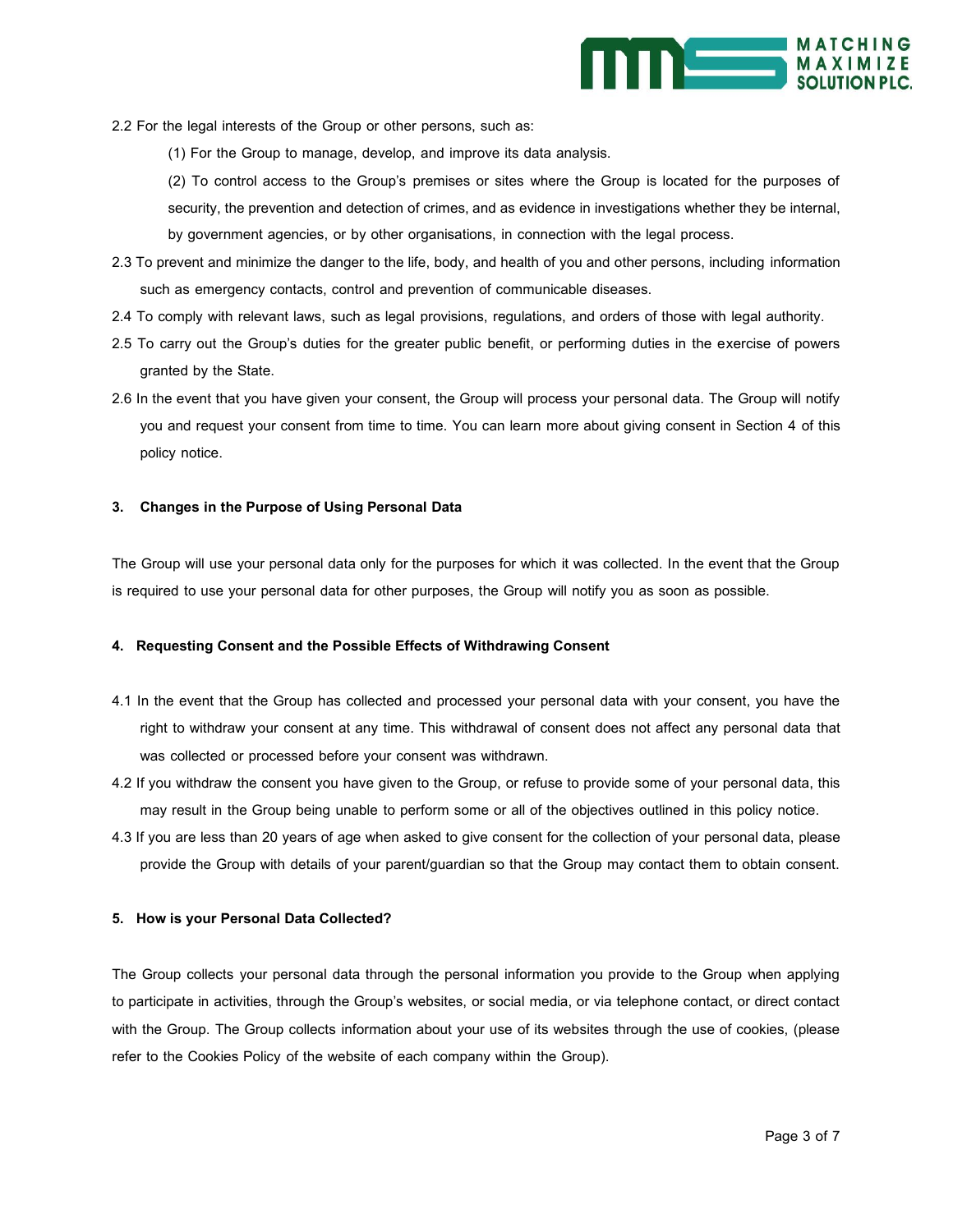2.2 For the legal interests of the Group or other persons, such as:

(1) For the Group to manage, develop, and improve its data analysis.

(2) To control access to the Group's premises or sites where the Group is located for the purposes of security, the prevention and detection of crimes, and as evidence in investigations whether they be internal, by government agencies, or by other organisations, in connection with the legal process.

2.3 To prevent and minimize the danger to the life, body, and health of you and other persons, including information such as emergency contacts, control and prevention of communicable diseases.

2.4 To comply with relevant laws, such as legal provisions, regulations, and orders of those with legal authority.

2.5 To carry out the Group's duties for the greater public benefit, or performing duties in the exercise of powers granted by the State.

2.6 In the event that you have given your consent, the Group will process your personal data. The Group will notify you and request your consent from time to time. You can learn more about giving consent in Section 4 of this policy notice.

**3. Changes in the Purpose of Using Personal Data**

The Group will use your personal data only for the purposes for which it was collected. In the event that the Group is required to use your personal data for other purposes, the Group will notify you as soon as possible.

**4. Requesting Consent and the Possible Effects of Withdrawing Consent**

4.1 In the event that the Group has collected and processed your personal data with your consent, you have the right to withdraw your consent at any time. This withdrawal of consent does not affect any personal data that was collected or processed before your consent was withdrawn.

4.2 If you withdraw the consent you have given to the Group, or refuse to provide some of your personal data, this may result in the Group being unable to perform some or all of the objectives outlined in this policy notice.

4.3 If you are less than 20 years of age when asked to give consent for the collection of your personal data, please provide the Group with details of your parent/guardian so that the Group may contact them to obtain consent.

**5. How is your Personal Data Collected?**

The Group collects your personal data through the personal information you provide to the Group when applying to participate in activities, through the Group's websites, or social media, or via telephone contact, or direct contact with the Group. The Group collects information about your use of its websites through the use of cookies, (please refer to the Cookies Policy of the website of each company within the Group).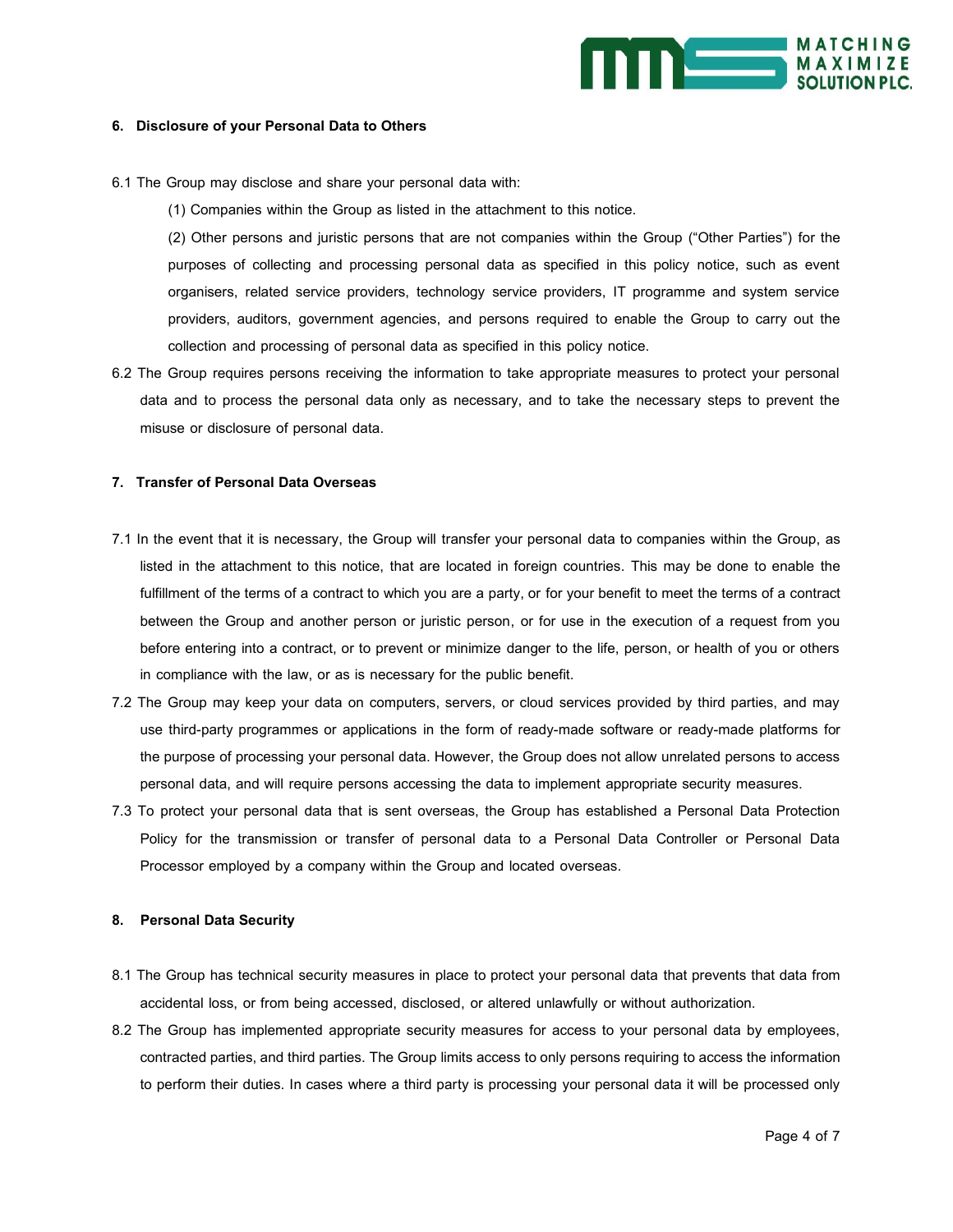## 6. Disclosure of your Personal Data to Others

6.1 The Group may disclose and share your personal data with:

(1) Companies within the Group as listed in the attachment to this notice.

(2) Other persons and juristic persons that are not companies within the Group ("Other Parties") for the purposes of collecting and processing personal data as specified in this policy notice, such as event organisers, related service providers, technology service providers, IT programme and system service providers, auditors, government agencies, and persons required to enable the Group to carry out the collection and processing of personal data as specified in this policy notice.

6.2 The Group requires persons receiving the information to take appropriate measures to protect your personal data and to process the personal data only as necessary, and to take the necessary steps to prevent the misuse or disclosure of personal data.

## 7. Transfer of Personal Data Overseas

7.1 In the event that it is necessary, the Group will transfer your personal data to companies within the Group, as listed in the attachment to this notice, that are located in foreign countries. This may be done to enable the fulfillment of the terms of a contract to which you are a party, or for your benefit to meet the terms of a contract between the Group and another person or juristic person, or for use in the execution of a request from you before entering into a contract, or to prevent or minimize danger to the life, person, or health of you or others in compliance with the law, or as is necessary for the public benefit.

7.2 The Group may keep your data on computers, servers, or cloud services provided by third parties, and may use third-party programmes or applications in the form of ready-made software or ready-made platforms for the purpose of processing your personal data. However, the Group does not allow unrelated persons to access personal data, and will require persons accessing the data to implement appropriate security measures.

7.3 To protect your personal data that is sent overseas, the Group has established a Personal Data Protection Policy for the transmission or transfer of personal data to a Personal Data Controller or Personal Data Processor employed by a company within the Group and located overseas.

## 8. Personal Data Security

8.1 The Group has technical security measures in place to protect your personal data that prevents that data from accidental loss, or from being accessed, disclosed, or altered unlawfully or without authorization.

8.2 The Group has implemented appropriate security measures for access to your personal data by employees, contracted parties, and third parties. The Group limits access to only persons requiring to access the information to perform their duties. In cases where a third party is processing your personal data it will be processed only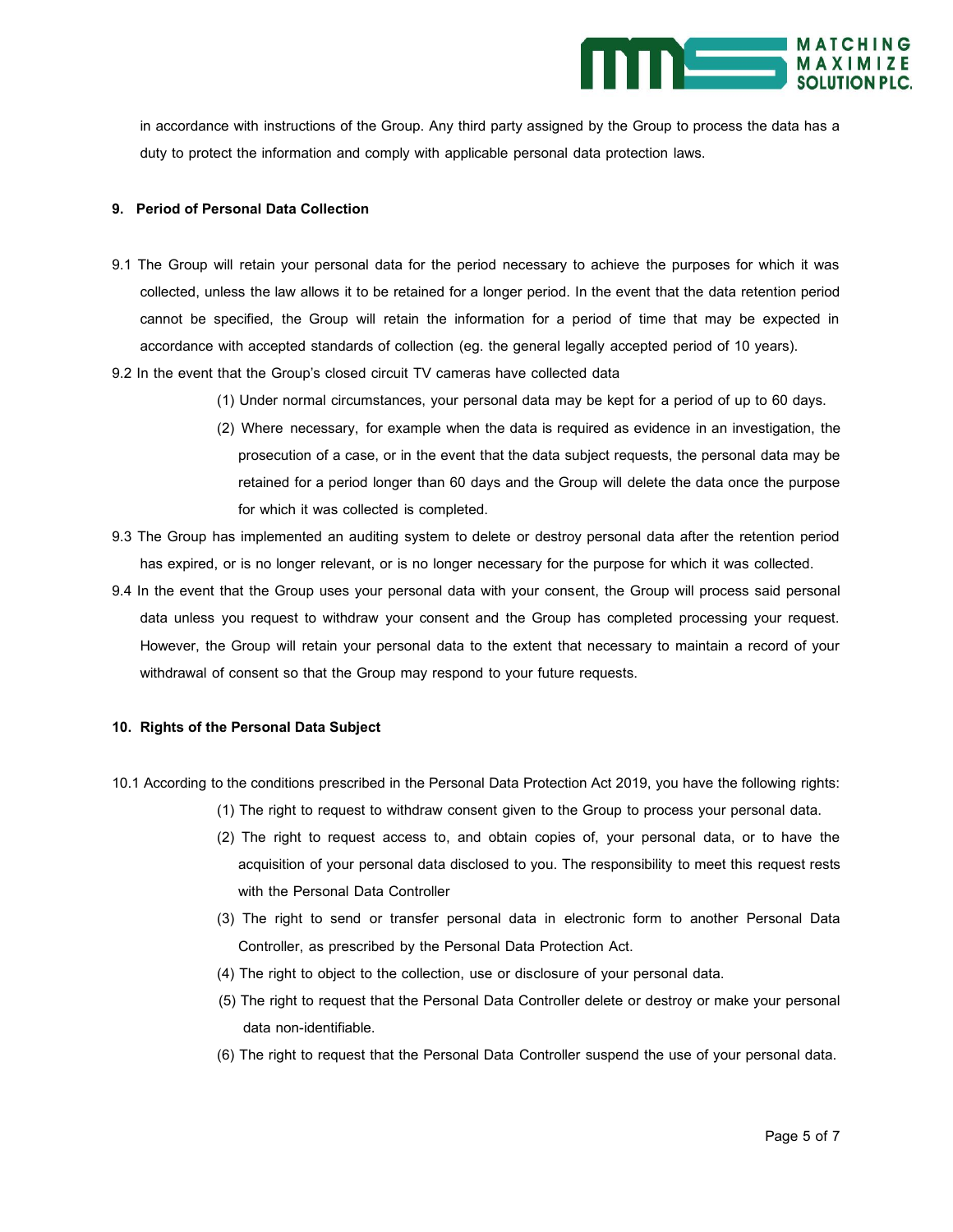in accordance with instructions of the Group. Any third party assigned by the Group to process the data has a duty to protect the information and comply with applicable personal data protection laws.

**9. Period of Personal Data Collection**

9.1 The Group will retain your personal data for the period necessary to achieve the purposes for which it was collected, unless the law allows it to be retained for a longer period. In the event that the data retention period cannot be specified, the Group will retain the information for a period of time that may be expected in accordance with accepted standards of collection (eg. the general legally accepted period of 10 years).

9.2 In the event that the Group's closed circuit TV cameras have collected data

(1) Under normal circumstances, your personal data may be kept for a period of up to 60 days.

(2) Where necessary, for example when the data is required as evidence in an investigation, the prosecution of a case, or in the event that the data subject requests, the personal data may be retained for a period longer than 60 days and the Group will delete the data once the purpose for which it was collected is completed.

9.3 The Group has implemented an auditing system to delete or destroy personal data after the retention period has expired, or is no longer relevant, or is no longer necessary for the purpose for which it was collected.

9.4 In the event that the Group uses your personal data with your consent, the Group will process said personal data unless you request to withdraw your consent and the Group has completed processing your request. However, the Group will retain your personal data to the extent that necessary to maintain a record of your withdrawal of consent so that the Group may respond to your future requests.

**10. Rights of the Personal Data Subject**

10.1 According to the conditions prescribed in the Personal Data Protection Act 2019, you have the following rights:

(1) The right to request to withdraw consent given to the Group to process your personal data.

(2) The right to request access to, and obtain copies of, your personal data, or to have the acquisition of your personal data disclosed to you. The responsibility to meet this request rests with the Personal Data Controller

(3) The right to send or transfer personal data in electronic form to another Personal Data Controller, as prescribed by the Personal Data Protection Act.

(4) The right to object to the collection, use or disclosure of your personal data.

(5) The right to request that the Personal Data Controller delete or destroy or make your personal data non-identifiable.

(6) The right to request that the Personal Data Controller suspend the use of your personal data.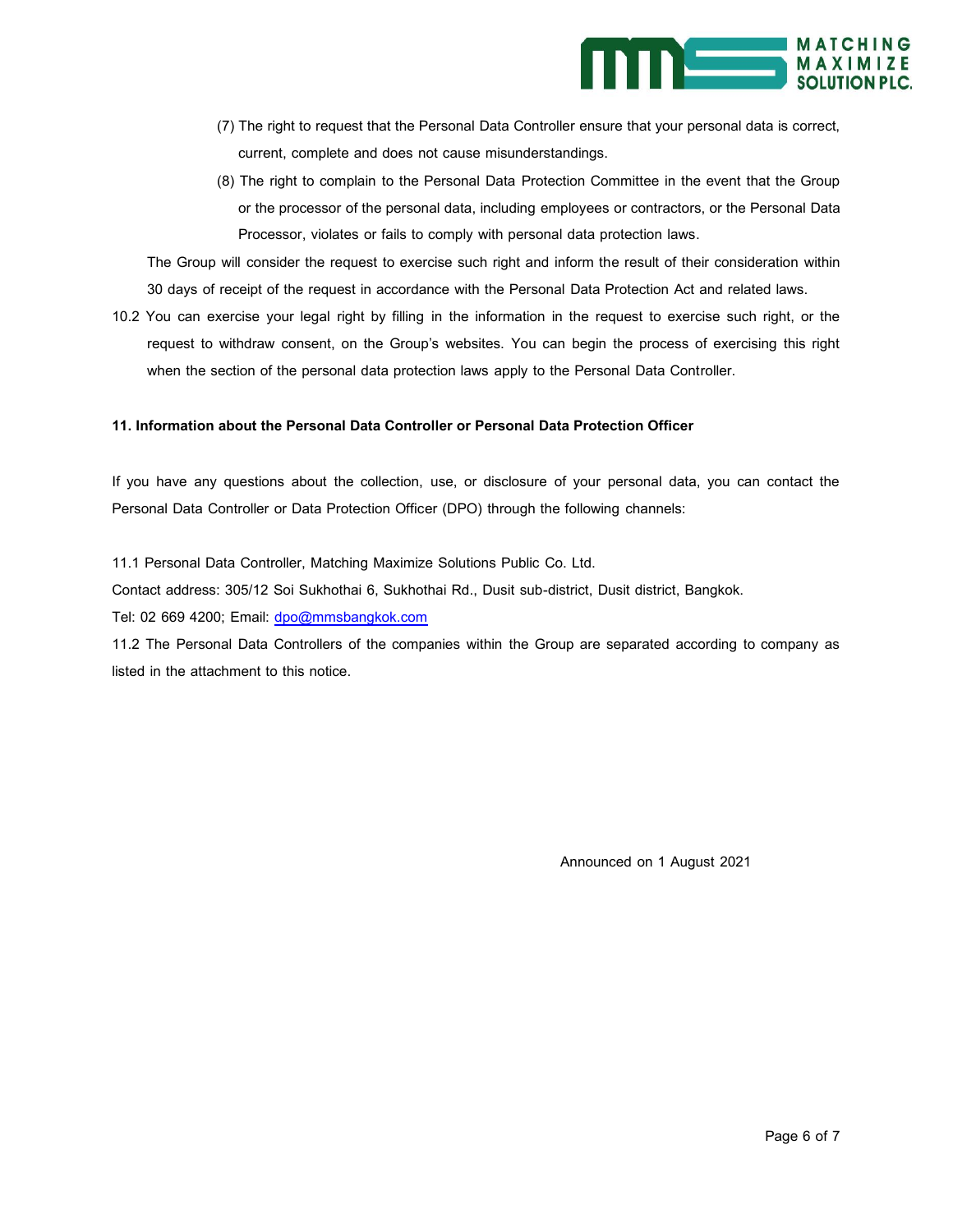(7) The right to request that the Personal Data Controller ensure that your personal data is correct, current, complete and does not cause misunderstandings.

(8) The right to complain to the Personal Data Protection Committee in the event that the Group or the processor of the personal data, including employees or contractors, or the Personal Data Processor, violates or fails to comply with personal data protection laws.

The Group will consider the request to exercise such right and inform the result of their consideration within 30 days of receipt of the request in accordance with the Personal Data Protection Act and related laws.

10.2 You can exercise your legal right by filling in the information in the request to exercise such right, or the request to withdraw consent, on the Group's websites. You can begin the process of exercising this right when the section of the personal data protection laws apply to the Personal Data Controller.

**11. Information about the Personal Data Controller or Personal Data Protection Officer**

If you have any questions about the collection, use, or disclosure of your personal data, you can contact the Personal Data Controller or Data Protection Officer (DPO) through the following channels:

11.1 Personal Data Controller, Matching Maximize Solutions Public Co. Ltd.

Contact address: 305/12 Soi Sukhothai 6, Sukhothai Rd., Dusit sub-district, Dusit district, Bangkok.

Tel: 02 669 4200; Email: dpo@mmsbangkok.com

11.2 The Personal Data Controllers of the companies within the Group are separated according to company as listed in the attachment to this notice.

Announced on 1 August 2021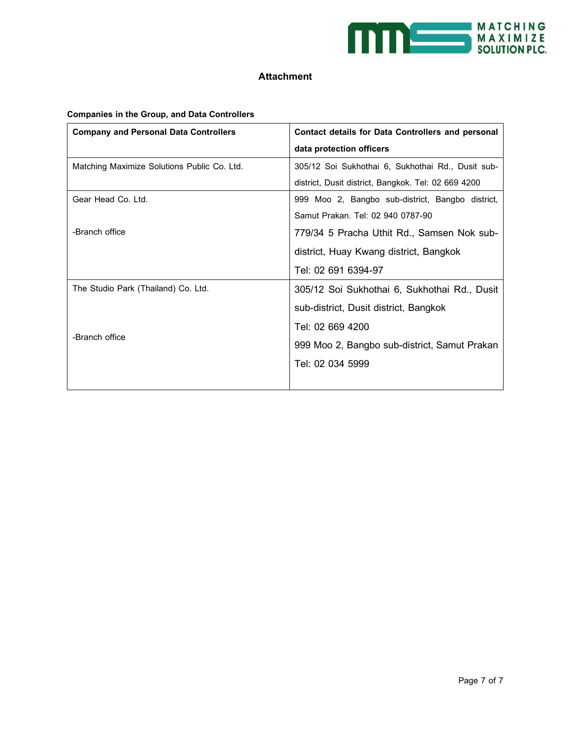## Attachment

**Companies in the Group, and Data Controllers**

| **Company and Personal Data Controllers** | **Contact details for Data Controllers and personal data protection officers** |
|---|---|
| Matching Maximize Solutions Public Co. Ltd. | 305/12 Soi Sukhothai 6, Sukhothai Rd., Dusit sub-district, Dusit district, Bangkok. Tel: 02 669 4200 |
| Gear Head Co. Ltd. | 999 Moo 2, Bangbo sub-district, Bangbo district, Samut Prakan. Tel: 02 940 0787-90 |
| -Branch office | 779/34 5 Pracha Uthit Rd., Samsen Nok sub-district, Huay Kwang district, Bangkok Tel: 02 691 6394-97 |
| The Studio Park (Thailand) Co. Ltd. | 305/12 Soi Sukhothai 6, Sukhothai Rd., Dusit sub-district, Dusit district, Bangkok Tel: 02 669 4200 |
| -Branch office | 999 Moo 2, Bangbo sub-district, Samut Prakan Tel: 02 034 5999 |